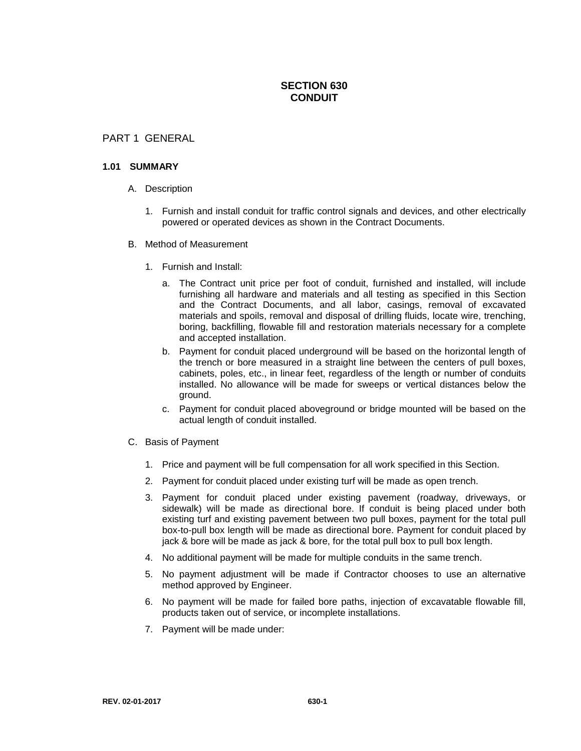# SECTION 630
# CONDUIT

## PART 1 GENERAL

### 1.01 SUMMARY

A. Description

1. Furnish and install conduit for traffic control signals and devices, and other electrically powered or operated devices as shown in the Contract Documents.

B. Method of Measurement

1. Furnish and Install:

   a. The Contract unit price per foot of conduit, furnished and installed, will include furnishing all hardware and materials and all testing as specified in this Section and the Contract Documents, and all labor, casings, removal of excavated materials and spoils, removal and disposal of drilling fluids, locate wire, trenching, boring, backfilling, flowable fill and restoration materials necessary for a complete and accepted installation.

   b. Payment for conduit placed underground will be based on the horizontal length of the trench or bore measured in a straight line between the centers of pull boxes, cabinets, poles, etc., in linear feet, regardless of the length or number of conduits installed. No allowance will be made for sweeps or vertical distances below the ground.

   c. Payment for conduit placed aboveground or bridge mounted will be based on the actual length of conduit installed.

C. Basis of Payment

1. Price and payment will be full compensation for all work specified in this Section.

2. Payment for conduit placed under existing turf will be made as open trench.

3. Payment for conduit placed under existing pavement (roadway, driveways, or sidewalk) will be made as directional bore. If conduit is being placed under both existing turf and existing pavement between two pull boxes, payment for the total pull box-to-pull box length will be made as directional bore. Payment for conduit placed by jack & bore will be made as jack & bore, for the total pull box to pull box length.

4. No additional payment will be made for multiple conduits in the same trench.

5. No payment adjustment will be made if Contractor chooses to use an alternative method approved by Engineer.

6. No payment will be made for failed bore paths, injection of excavatable flowable fill, products taken out of service, or incomplete installations.

7. Payment will be made under: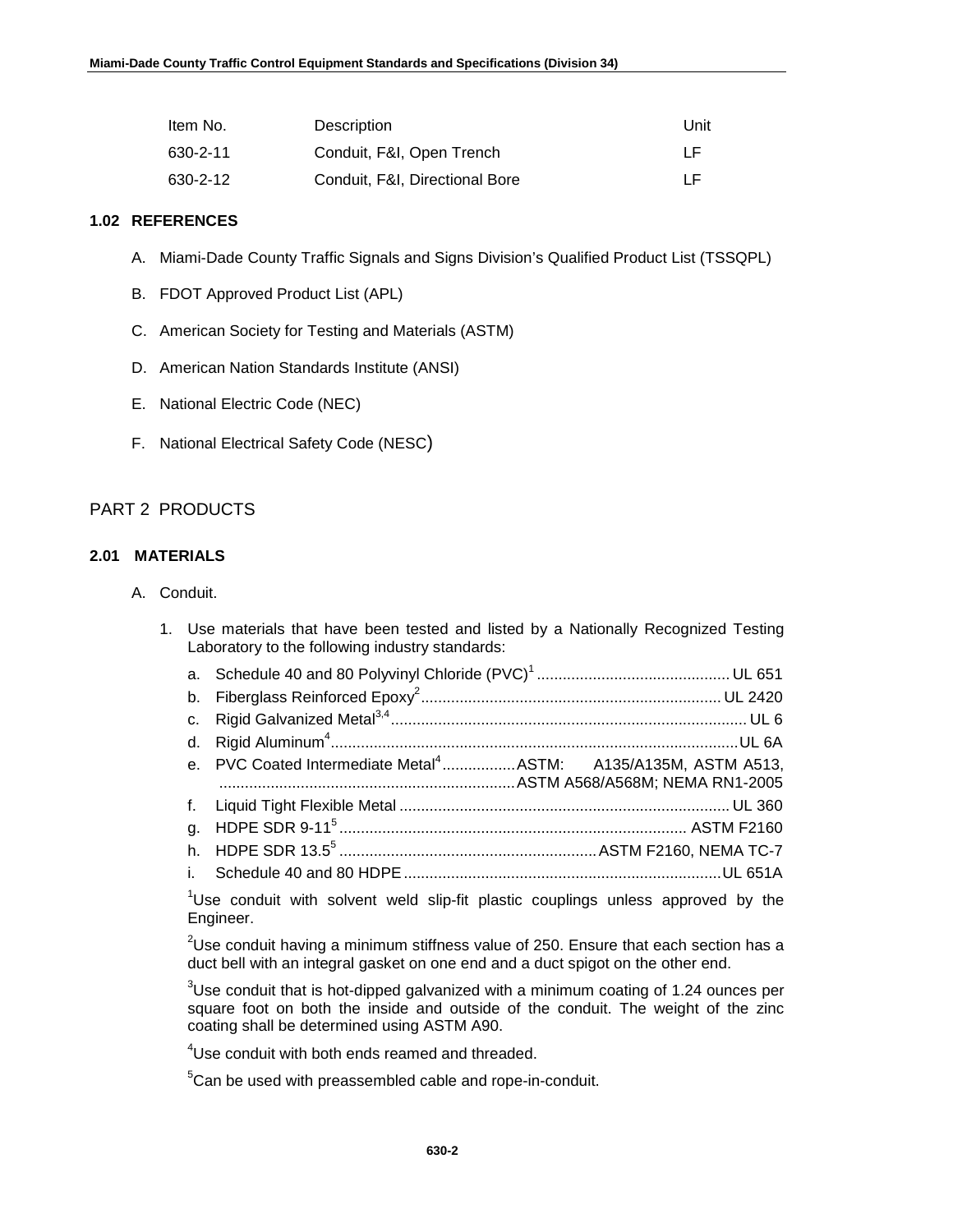| Item No. | Description | Unit |
|---|---|---|
| 630-2-11 | Conduit, F&I, Open Trench | LF |
| 630-2-12 | Conduit, F&I, Directional Bore | LF |

### 1.02 REFERENCES

A. Miami-Dade County Traffic Signals and Signs Division's Qualified Product List (TSSQPL)

B. FDOT Approved Product List (APL)

C. American Society for Testing and Materials (ASTM)

D. American Nation Standards Institute (ANSI)

E. National Electric Code (NEC)

F. National Electrical Safety Code (NESC)

## PART 2 PRODUCTS

### 2.01 MATERIALS

A. Conduit.

1. Use materials that have been tested and listed by a Nationally Recognized Testing Laboratory to the following industry standards:

   a. Schedule 40 and 80 Polyvinyl Chloride (PVC)[1] .......... UL 651
   b. Fiberglass Reinforced Epoxy[2] .......... UL 2420
   c. Rigid Galvanized Metal[3,4] .......... UL 6
   d. Rigid Aluminum[4] .......... UL 6A
   e. PVC Coated Intermediate Metal[4] .......... ASTM: A135/A135M, ASTM A513, .......... ASTM A568/A568M; NEMA RN1-2005
   f. Liquid Tight Flexible Metal .......... UL 360
   g. HDPE SDR 9-11[5] .......... ASTM F2160
   h. HDPE SDR 13.5[5] .......... ASTM F2160, NEMA TC-7
   i. Schedule 40 and 80 HDPE .......... UL 651A

   [1]Use conduit with solvent weld slip-fit plastic couplings unless approved by the Engineer.

   [2]Use conduit having a minimum stiffness value of 250. Ensure that each section has a duct bell with an integral gasket on one end and a duct spigot on the other end.

   [3]Use conduit that is hot-dipped galvanized with a minimum coating of 1.24 ounces per square foot on both the inside and outside of the conduit. The weight of the zinc coating shall be determined using ASTM A90.

   [4]Use conduit with both ends reamed and threaded.

   [5]Can be used with preassembled cable and rope-in-conduit.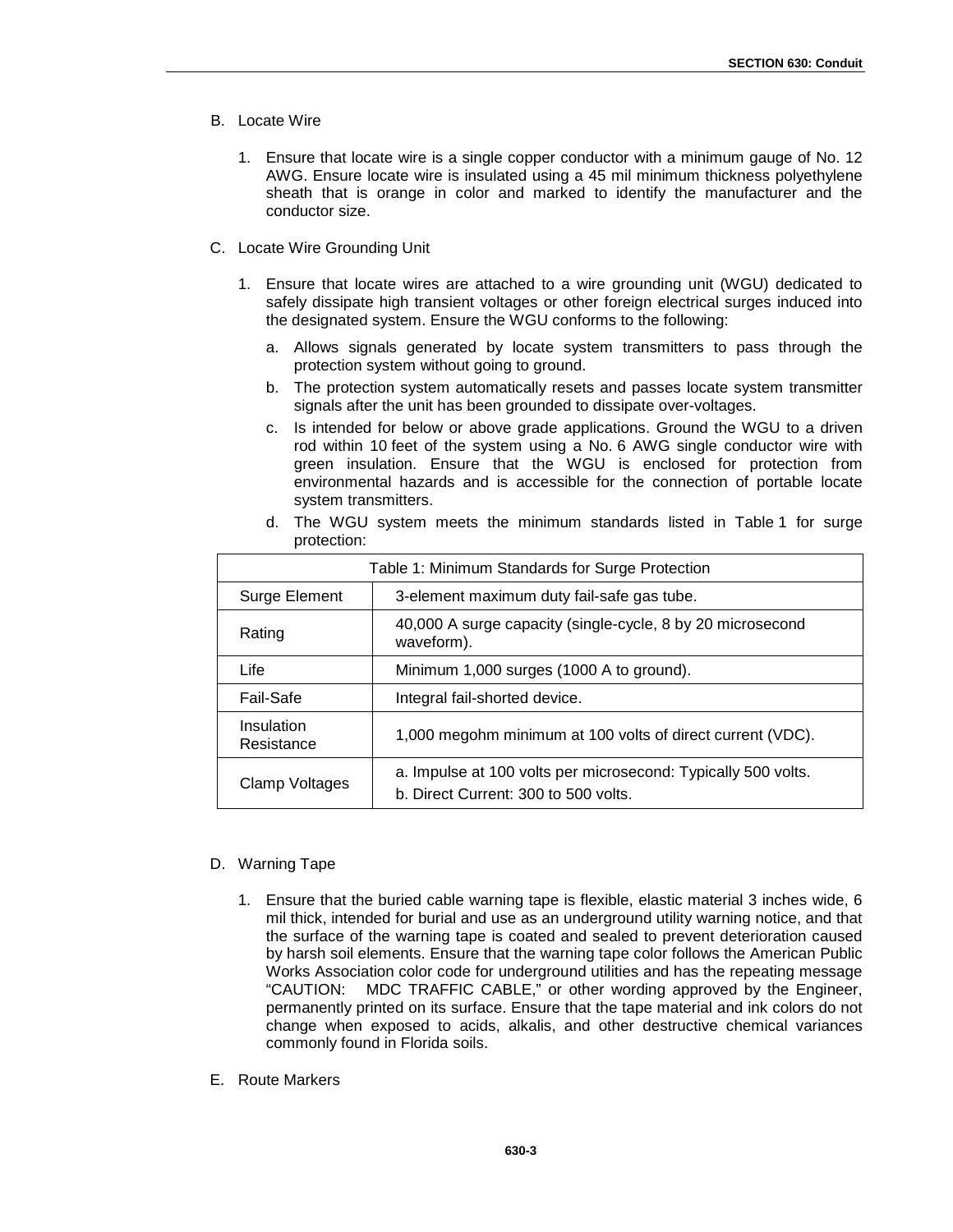B. Locate Wire

1. Ensure that locate wire is a single copper conductor with a minimum gauge of No. 12 AWG. Ensure locate wire is insulated using a 45 mil minimum thickness polyethylene sheath that is orange in color and marked to identify the manufacturer and the conductor size.

C. Locate Wire Grounding Unit

1. Ensure that locate wires are attached to a wire grounding unit (WGU) dedicated to safely dissipate high transient voltages or other foreign electrical surges induced into the designated system. Ensure the WGU conforms to the following:

   a. Allows signals generated by locate system transmitters to pass through the protection system without going to ground.

   b. The protection system automatically resets and passes locate system transmitter signals after the unit has been grounded to dissipate over-voltages.

   c. Is intended for below or above grade applications. Ground the WGU to a driven rod within 10 feet of the system using a No. 6 AWG single conductor wire with green insulation. Ensure that the WGU is enclosed for protection from environmental hazards and is accessible for the connection of portable locate system transmitters.

   d. The WGU system meets the minimum standards listed in Table 1 for surge protection:

| Table 1: Minimum Standards for Surge Protection | |
|---|---|
| Surge Element | 3-element maximum duty fail-safe gas tube. |
| Rating | 40,000 A surge capacity (single-cycle, 8 by 20 microsecond waveform). |
| Life | Minimum 1,000 surges (1000 A to ground). |
| Fail-Safe | Integral fail-shorted device. |
| Insulation Resistance | 1,000 megohm minimum at 100 volts of direct current (VDC). |
| Clamp Voltages | a. Impulse at 100 volts per microsecond: Typically 500 volts.<br>b. Direct Current: 300 to 500 volts. |

D. Warning Tape

1. Ensure that the buried cable warning tape is flexible, elastic material 3 inches wide, 6 mil thick, intended for burial and use as an underground utility warning notice, and that the surface of the warning tape is coated and sealed to prevent deterioration caused by harsh soil elements. Ensure that the warning tape color follows the American Public Works Association color code for underground utilities and has the repeating message "CAUTION: MDC TRAFFIC CABLE," or other wording approved by the Engineer, permanently printed on its surface. Ensure that the tape material and ink colors do not change when exposed to acids, alkalis, and other destructive chemical variances commonly found in Florida soils.

E. Route Markers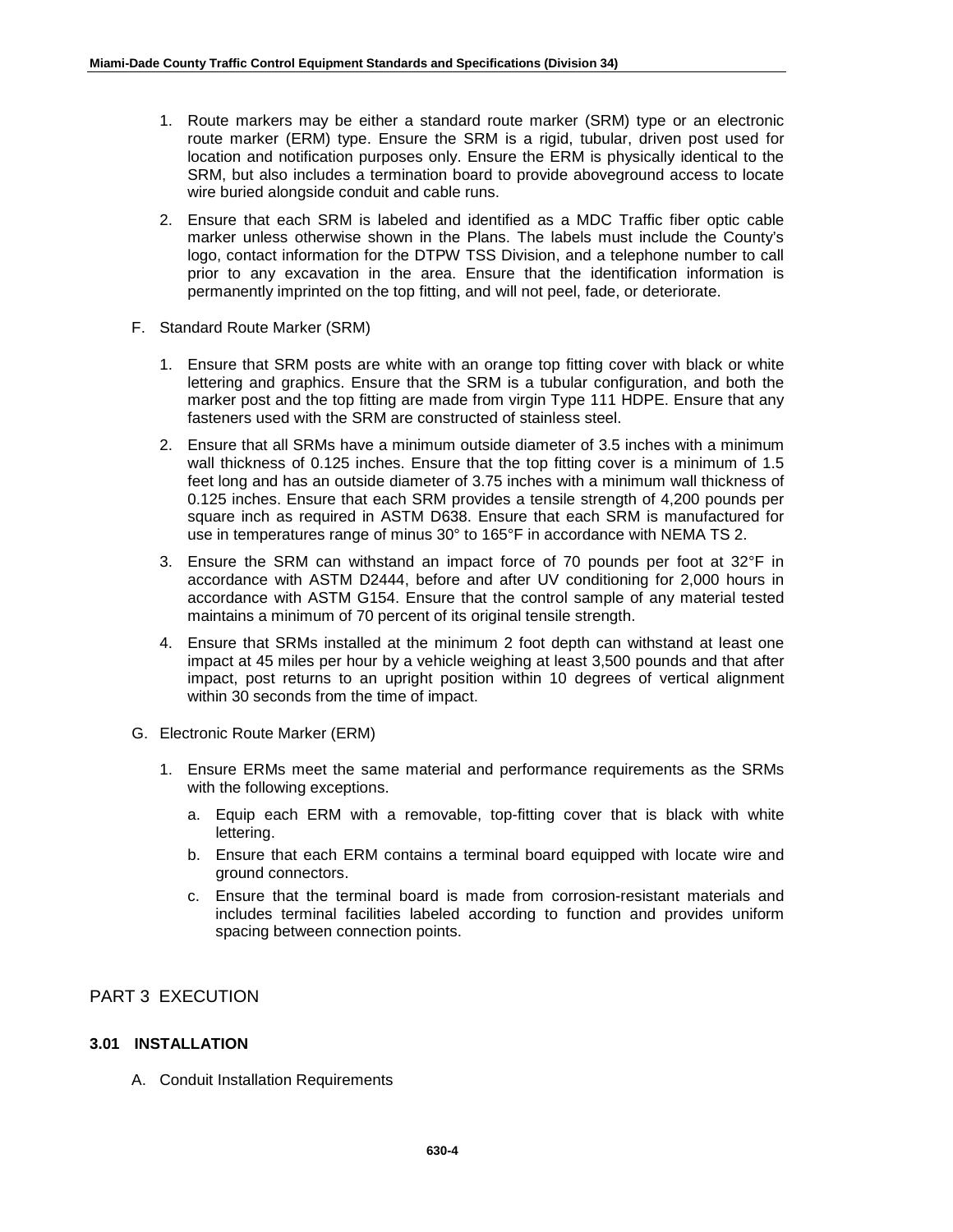1. Route markers may be either a standard route marker (SRM) type or an electronic route marker (ERM) type. Ensure the SRM is a rigid, tubular, driven post used for location and notification purposes only. Ensure the ERM is physically identical to the SRM, but also includes a termination board to provide aboveground access to locate wire buried alongside conduit and cable runs.

2. Ensure that each SRM is labeled and identified as a MDC Traffic fiber optic cable marker unless otherwise shown in the Plans. The labels must include the County's logo, contact information for the DTPW TSS Division, and a telephone number to call prior to any excavation in the area. Ensure that the identification information is permanently imprinted on the top fitting, and will not peel, fade, or deteriorate.

F. Standard Route Marker (SRM)

1. Ensure that SRM posts are white with an orange top fitting cover with black or white lettering and graphics. Ensure that the SRM is a tubular configuration, and both the marker post and the top fitting are made from virgin Type 111 HDPE. Ensure that any fasteners used with the SRM are constructed of stainless steel.

2. Ensure that all SRMs have a minimum outside diameter of 3.5 inches with a minimum wall thickness of 0.125 inches. Ensure that the top fitting cover is a minimum of 1.5 feet long and has an outside diameter of 3.75 inches with a minimum wall thickness of 0.125 inches. Ensure that each SRM provides a tensile strength of 4,200 pounds per square inch as required in ASTM D638. Ensure that each SRM is manufactured for use in temperatures range of minus 30° to 165°F in accordance with NEMA TS 2.

3. Ensure the SRM can withstand an impact force of 70 pounds per foot at 32°F in accordance with ASTM D2444, before and after UV conditioning for 2,000 hours in accordance with ASTM G154. Ensure that the control sample of any material tested maintains a minimum of 70 percent of its original tensile strength.

4. Ensure that SRMs installed at the minimum 2 foot depth can withstand at least one impact at 45 miles per hour by a vehicle weighing at least 3,500 pounds and that after impact, post returns to an upright position within 10 degrees of vertical alignment within 30 seconds from the time of impact.

G. Electronic Route Marker (ERM)

1. Ensure ERMs meet the same material and performance requirements as the SRMs with the following exceptions.

   a. Equip each ERM with a removable, top-fitting cover that is black with white lettering.

   b. Ensure that each ERM contains a terminal board equipped with locate wire and ground connectors.

   c. Ensure that the terminal board is made from corrosion-resistant materials and includes terminal facilities labeled according to function and provides uniform spacing between connection points.

## PART 3 EXECUTION

### 3.01 INSTALLATION

A. Conduit Installation Requirements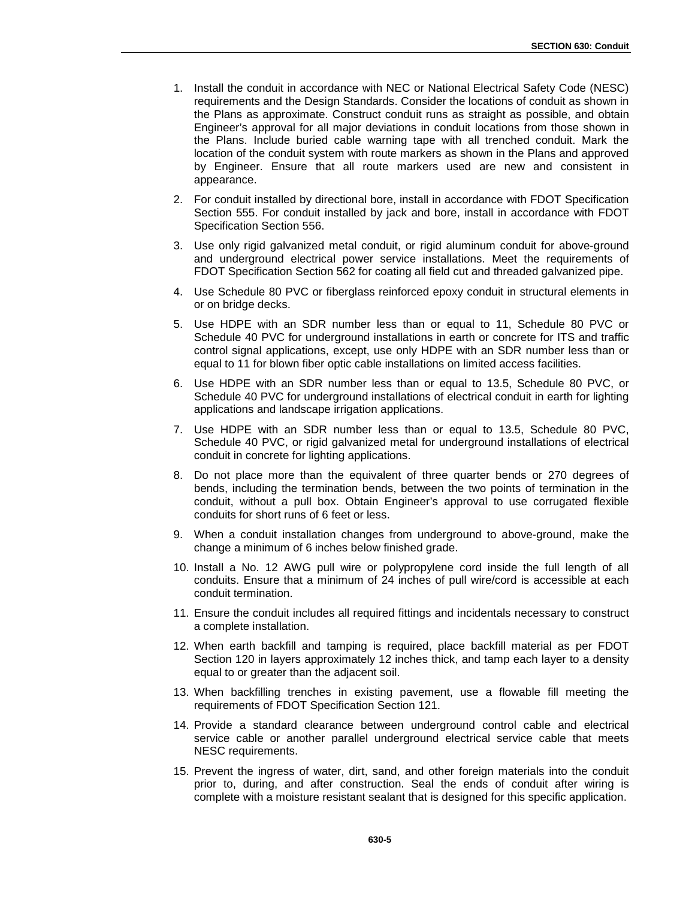1. Install the conduit in accordance with NEC or National Electrical Safety Code (NESC) requirements and the Design Standards. Consider the locations of conduit as shown in the Plans as approximate. Construct conduit runs as straight as possible, and obtain Engineer's approval for all major deviations in conduit locations from those shown in the Plans. Include buried cable warning tape with all trenched conduit. Mark the location of the conduit system with route markers as shown in the Plans and approved by Engineer. Ensure that all route markers used are new and consistent in appearance.

2. For conduit installed by directional bore, install in accordance with FDOT Specification Section 555. For conduit installed by jack and bore, install in accordance with FDOT Specification Section 556.

3. Use only rigid galvanized metal conduit, or rigid aluminum conduit for above-ground and underground electrical power service installations. Meet the requirements of FDOT Specification Section 562 for coating all field cut and threaded galvanized pipe.

4. Use Schedule 80 PVC or fiberglass reinforced epoxy conduit in structural elements in or on bridge decks.

5. Use HDPE with an SDR number less than or equal to 11, Schedule 80 PVC or Schedule 40 PVC for underground installations in earth or concrete for ITS and traffic control signal applications, except, use only HDPE with an SDR number less than or equal to 11 for blown fiber optic cable installations on limited access facilities.

6. Use HDPE with an SDR number less than or equal to 13.5, Schedule 80 PVC, or Schedule 40 PVC for underground installations of electrical conduit in earth for lighting applications and landscape irrigation applications.

7. Use HDPE with an SDR number less than or equal to 13.5, Schedule 80 PVC, Schedule 40 PVC, or rigid galvanized metal for underground installations of electrical conduit in concrete for lighting applications.

8. Do not place more than the equivalent of three quarter bends or 270 degrees of bends, including the termination bends, between the two points of termination in the conduit, without a pull box. Obtain Engineer's approval to use corrugated flexible conduits for short runs of 6 feet or less.

9. When a conduit installation changes from underground to above-ground, make the change a minimum of 6 inches below finished grade.

10. Install a No. 12 AWG pull wire or polypropylene cord inside the full length of all conduits. Ensure that a minimum of 24 inches of pull wire/cord is accessible at each conduit termination.

11. Ensure the conduit includes all required fittings and incidentals necessary to construct a complete installation.

12. When earth backfill and tamping is required, place backfill material as per FDOT Section 120 in layers approximately 12 inches thick, and tamp each layer to a density equal to or greater than the adjacent soil.

13. When backfilling trenches in existing pavement, use a flowable fill meeting the requirements of FDOT Specification Section 121.

14. Provide a standard clearance between underground control cable and electrical service cable or another parallel underground electrical service cable that meets NESC requirements.

15. Prevent the ingress of water, dirt, sand, and other foreign materials into the conduit prior to, during, and after construction. Seal the ends of conduit after wiring is complete with a moisture resistant sealant that is designed for this specific application.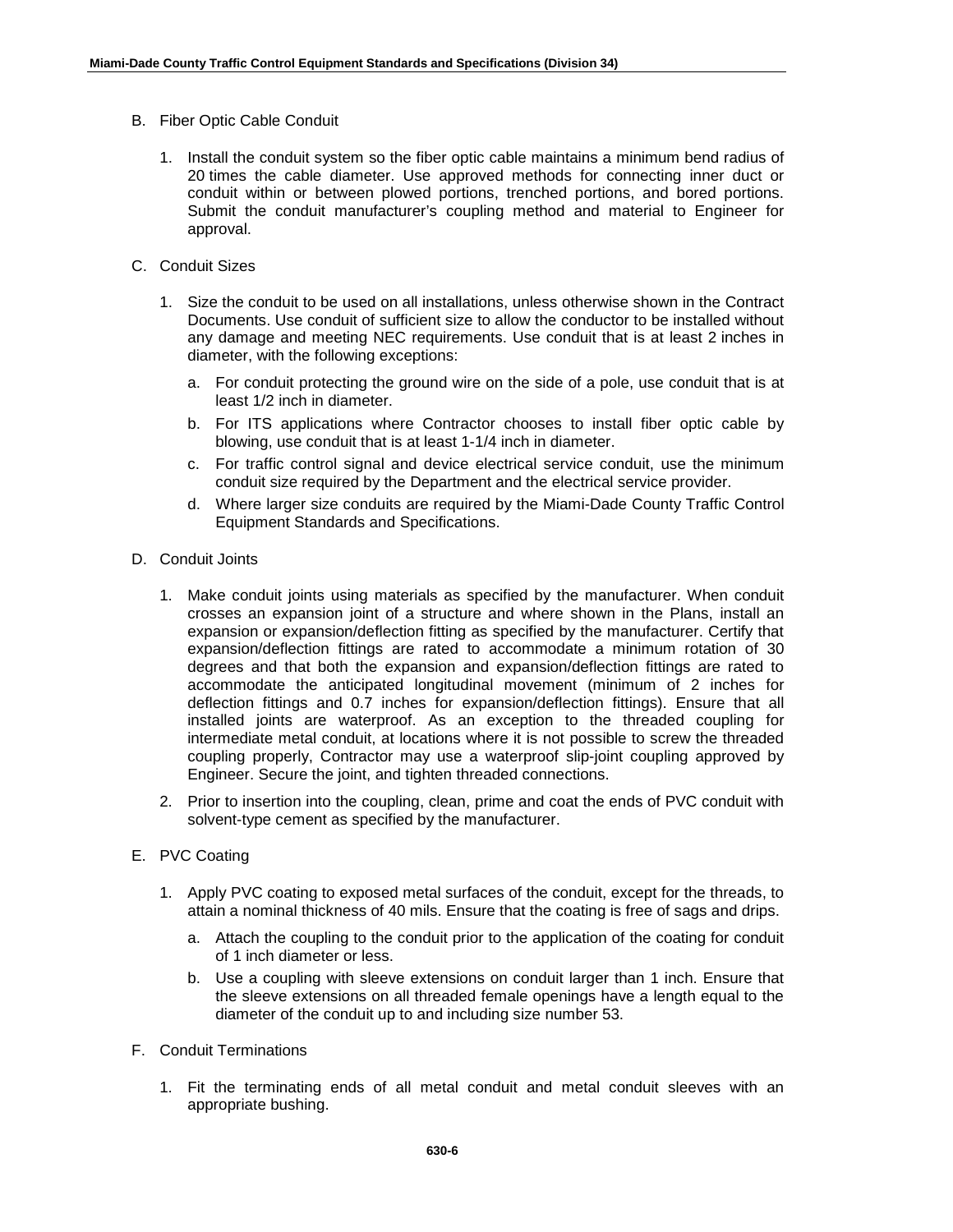B. Fiber Optic Cable Conduit

1. Install the conduit system so the fiber optic cable maintains a minimum bend radius of 20 times the cable diameter. Use approved methods for connecting inner duct or conduit within or between plowed portions, trenched portions, and bored portions. Submit the conduit manufacturer's coupling method and material to Engineer for approval.

C. Conduit Sizes

1. Size the conduit to be used on all installations, unless otherwise shown in the Contract Documents. Use conduit of sufficient size to allow the conductor to be installed without any damage and meeting NEC requirements. Use conduit that is at least 2 inches in diameter, with the following exceptions:
   a. For conduit protecting the ground wire on the side of a pole, use conduit that is at least 1/2 inch in diameter.
   b. For ITS applications where Contractor chooses to install fiber optic cable by blowing, use conduit that is at least 1-1/4 inch in diameter.
   c. For traffic control signal and device electrical service conduit, use the minimum conduit size required by the Department and the electrical service provider.
   d. Where larger size conduits are required by the Miami-Dade County Traffic Control Equipment Standards and Specifications.

D. Conduit Joints

1. Make conduit joints using materials as specified by the manufacturer. When conduit crosses an expansion joint of a structure and where shown in the Plans, install an expansion or expansion/deflection fitting as specified by the manufacturer. Certify that expansion/deflection fittings are rated to accommodate a minimum rotation of 30 degrees and that both the expansion and expansion/deflection fittings are rated to accommodate the anticipated longitudinal movement (minimum of 2 inches for deflection fittings and 0.7 inches for expansion/deflection fittings). Ensure that all installed joints are waterproof. As an exception to the threaded coupling for intermediate metal conduit, at locations where it is not possible to screw the threaded coupling properly, Contractor may use a waterproof slip-joint coupling approved by Engineer. Secure the joint, and tighten threaded connections.
2. Prior to insertion into the coupling, clean, prime and coat the ends of PVC conduit with solvent-type cement as specified by the manufacturer.

E. PVC Coating

1. Apply PVC coating to exposed metal surfaces of the conduit, except for the threads, to attain a nominal thickness of 40 mils. Ensure that the coating is free of sags and drips.
   a. Attach the coupling to the conduit prior to the application of the coating for conduit of 1 inch diameter or less.
   b. Use a coupling with sleeve extensions on conduit larger than 1 inch. Ensure that the sleeve extensions on all threaded female openings have a length equal to the diameter of the conduit up to and including size number 53.

F. Conduit Terminations

1. Fit the terminating ends of all metal conduit and metal conduit sleeves with an appropriate bushing.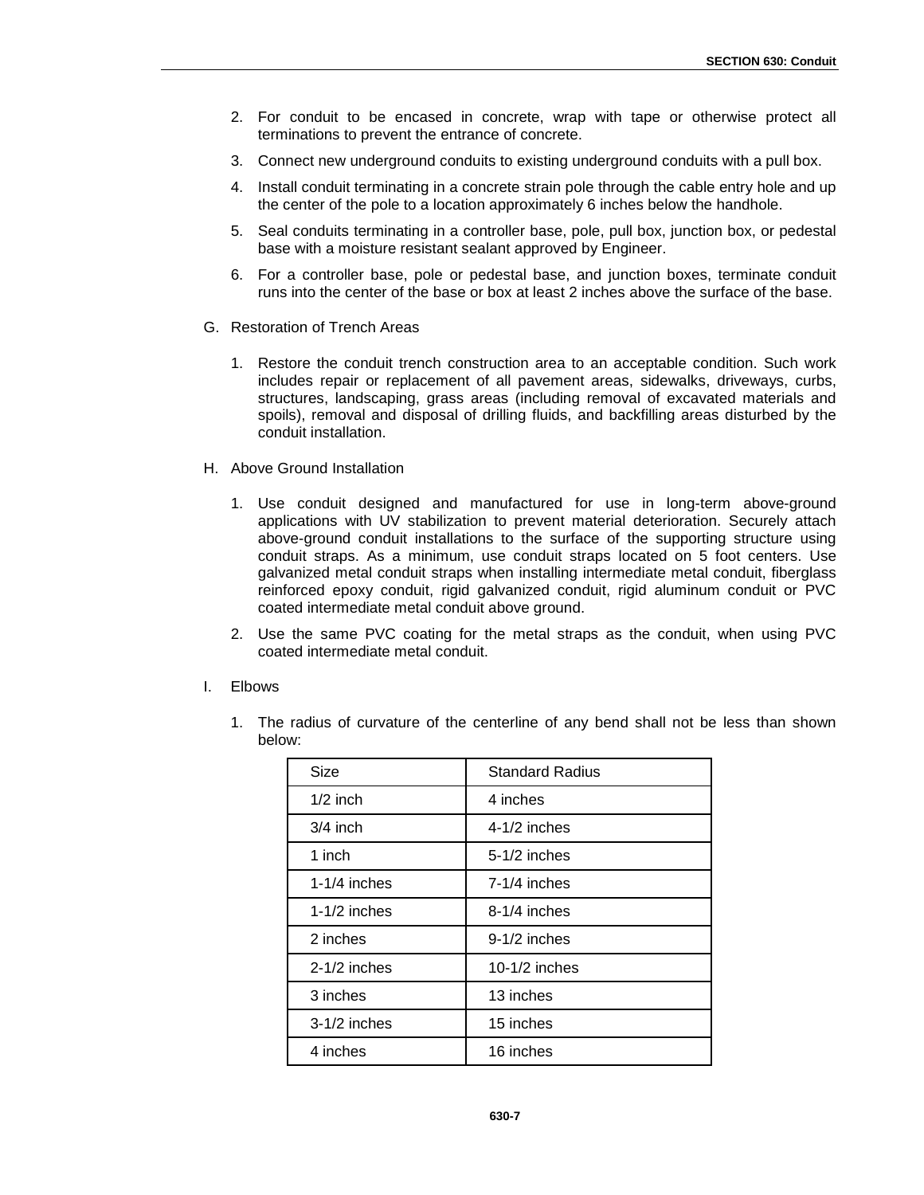2. For conduit to be encased in concrete, wrap with tape or otherwise protect all terminations to prevent the entrance of concrete.
3. Connect new underground conduits to existing underground conduits with a pull box.
4. Install conduit terminating in a concrete strain pole through the cable entry hole and up the center of the pole to a location approximately 6 inches below the handhole.
5. Seal conduits terminating in a controller base, pole, pull box, junction box, or pedestal base with a moisture resistant sealant approved by Engineer.
6. For a controller base, pole or pedestal base, and junction boxes, terminate conduit runs into the center of the base or box at least 2 inches above the surface of the base.

G. Restoration of Trench Areas

1. Restore the conduit trench construction area to an acceptable condition. Such work includes repair or replacement of all pavement areas, sidewalks, driveways, curbs, structures, landscaping, grass areas (including removal of excavated materials and spoils), removal and disposal of drilling fluids, and backfilling areas disturbed by the conduit installation.

H. Above Ground Installation

1. Use conduit designed and manufactured for use in long-term above-ground applications with UV stabilization to prevent material deterioration. Securely attach above-ground conduit installations to the surface of the supporting structure using conduit straps. As a minimum, use conduit straps located on 5 foot centers. Use galvanized metal conduit straps when installing intermediate metal conduit, fiberglass reinforced epoxy conduit, rigid galvanized conduit, rigid aluminum conduit or PVC coated intermediate metal conduit above ground.
2. Use the same PVC coating for the metal straps as the conduit, when using PVC coated intermediate metal conduit.

I. Elbows

1. The radius of curvature of the centerline of any bend shall not be less than shown below:

| Size | Standard Radius |
|---|---|
| 1/2 inch | 4 inches |
| 3/4 inch | 4-1/2 inches |
| 1 inch | 5-1/2 inches |
| 1-1/4 inches | 7-1/4 inches |
| 1-1/2 inches | 8-1/4 inches |
| 2 inches | 9-1/2 inches |
| 2-1/2 inches | 10-1/2 inches |
| 3 inches | 13 inches |
| 3-1/2 inches | 15 inches |
| 4 inches | 16 inches |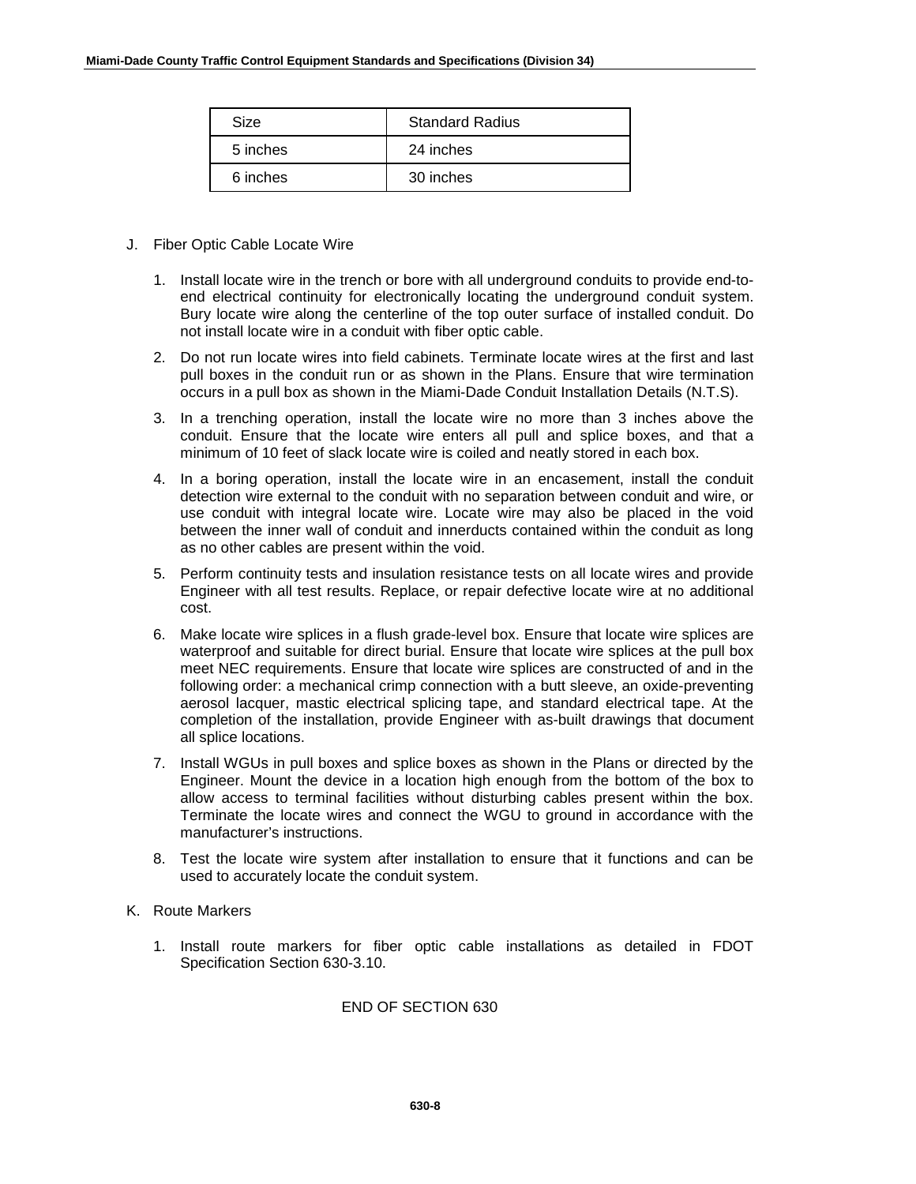| Size | Standard Radius |
|---|---|
| 5 inches | 24 inches |
| 6 inches | 30 inches |

J. Fiber Optic Cable Locate Wire

1. Install locate wire in the trench or bore with all underground conduits to provide end-to-end electrical continuity for electronically locating the underground conduit system. Bury locate wire along the centerline of the top outer surface of installed conduit. Do not install locate wire in a conduit with fiber optic cable.

2. Do not run locate wires into field cabinets. Terminate locate wires at the first and last pull boxes in the conduit run or as shown in the Plans. Ensure that wire termination occurs in a pull box as shown in the Miami-Dade Conduit Installation Details (N.T.S).

3. In a trenching operation, install the locate wire no more than 3 inches above the conduit. Ensure that the locate wire enters all pull and splice boxes, and that a minimum of 10 feet of slack locate wire is coiled and neatly stored in each box.

4. In a boring operation, install the locate wire in an encasement, install the conduit detection wire external to the conduit with no separation between conduit and wire, or use conduit with integral locate wire. Locate wire may also be placed in the void between the inner wall of conduit and innerducts contained within the conduit as long as no other cables are present within the void.

5. Perform continuity tests and insulation resistance tests on all locate wires and provide Engineer with all test results. Replace, or repair defective locate wire at no additional cost.

6. Make locate wire splices in a flush grade-level box. Ensure that locate wire splices are waterproof and suitable for direct burial. Ensure that locate wire splices at the pull box meet NEC requirements. Ensure that locate wire splices are constructed of and in the following order: a mechanical crimp connection with a butt sleeve, an oxide-preventing aerosol lacquer, mastic electrical splicing tape, and standard electrical tape. At the completion of the installation, provide Engineer with as-built drawings that document all splice locations.

7. Install WGUs in pull boxes and splice boxes as shown in the Plans or directed by the Engineer. Mount the device in a location high enough from the bottom of the box to allow access to terminal facilities without disturbing cables present within the box. Terminate the locate wires and connect the WGU to ground in accordance with the manufacturer's instructions.

8. Test the locate wire system after installation to ensure that it functions and can be used to accurately locate the conduit system.

K. Route Markers

1. Install route markers for fiber optic cable installations as detailed in FDOT Specification Section 630-3.10.

END OF SECTION 630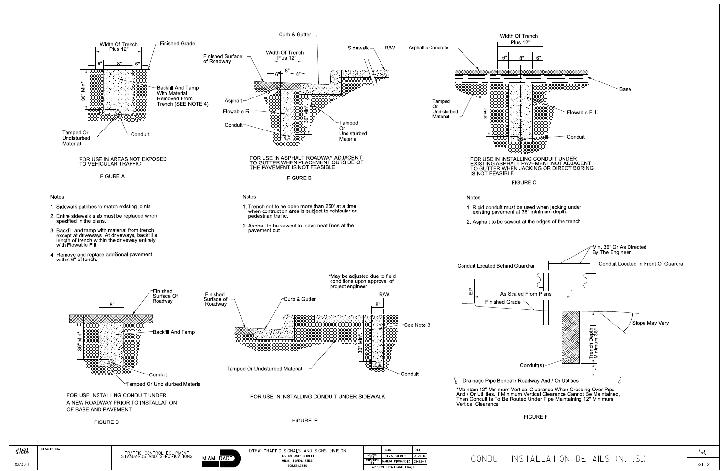# CONDUIT INSTALLATION DETAILS (N.T.S.)

## FIGURE A

Width Of Trench Plus 12"

6" | 8" | 6"

Finished Grade

30" Min*

Backfill And Tamp With Material Removed From Trench (SEE NOTE 4)

Tamped Or Undisturbed Material

Conduit

FOR USE IN AREAS NOT EXPOSED TO VEHICULAR TRAFFIC

FIGURE A

Notes:

1. Sidewalk patches to match existing joints.
2. Entire sidewalk slab must be replaced when specified in the plans.
3. Backfill and tamp with material from trench except at driveways. At driveways, backfill a length of trench within the driveway entirely with Flowable Fill.
4. Remove and replace additional pavement within 6" of tench.

## FIGURE B

Curb & Gutter

Sidewalk

R/W

Finished Surface of Roadway

Width Of Trench Plus 12"

6" | 8" | 6"

Asphalt

Flowable Fill

Conduit

36" Min*

Tamped Or Undisturbed Material

FOR USE IN ASPHALT ROADWAY ADJACENT TO GUTTER WHEN PLACEMENT OUTSIDE OF THE PAVEMENT IS NOT FEASIBLE.

FIGURE B

Notes:

1. Trench not to be open more than 250' at a time when contruction area is subject to vehicular or pedestrian traffic.
2. Asphalt to be sawcut to leave neat lines at the pavement cut.

## FIGURE C

Width Of Trench Plus 12"

6" | 8" | 6"

Asphaltic Concrete

Base

Tamped Or Undisturbed Material

36" Min*

Flowable Fill

Conduit

FOR USE IN INSTALLING CONDUIT UNDER EXISTING ASPHALT PAVEMENT NOT ADJACENT TO GUTTER WHEN JACKING OR DIRECT BORING IS NOT FEASIBLE

FIGURE C

Notes:

1. Rigid conduit must be used when jacking under existing pavement at 36" minimum depth.
2. Asphalt to be sawcut at the edges of the trench.

## FIGURE D

Finished Surface Of Roadway

8"

36" Min*

Backfill And Tamp

Conduit

Tamped Or Undisturbed Material

FOR USE INSTALLING CONDUIT UNDER A NEW ROADWAY PRIOR TO INSTALLATION OF BASE AND PAVEMENT

FIGURE D

## FIGURE E

*May be adjusted due to field conditions upon approval of project engineer.

R/W

8"

Finished Surface of Roadway

Curb & Gutter

See Note 3

30" Min*

Tamped Or Undisturbed Material

Conduit

FOR USE IN INSTALLING CONDUIT UNDER SIDEWALK

FIGURE E

## FIGURE F

Min. 36" Or As Directed By The Engineer

Conduit Located Behind Guardrail

Conduit Located In Front Of Guardrail

E.P.

As Scaled From Plans

Finished Grade

Slope May Vary

Trench Depth Minimum 36"

Conduit(s)

Drainage Pipe Beneath Roadway And / Or Utilities

*Maintain 12" Minimum Vertical Clearance When Crossing Over Pipe And / Or Utilities. If Minimum Vertical Clearance Cannot Be Maintained, Then Conduit Is To Be Routed Under Pipe Maintaining 12" Minimum Vertical Clearance.

FIGURE F

| LATEST REVISION | DESCRIPTION: | TRAFFIC CONTROL EQUIPMENT STANDARDS AND SPECIFICATIONS | MIAMI-DADE | DTPW TRAFFIC SIGNALS AND SIGNS DIVISION, 7100 NW 36th STREET, MIAMI, FLORIDA 33166, 305.592.3580 |
|---|---|---|---|---|
| 03/31/17 | | | | |

| | NAME | DATE |
|---|---|---|
| DRAWN BY | TRAVIS BREWER | 12-09-16 |
| CHECKED BY | NAHUM FERNANDEZ | 03-22-17 |
| APPROVED BY: FRANK AIRA, P.E. | | |

SHEET NO. 1 of 2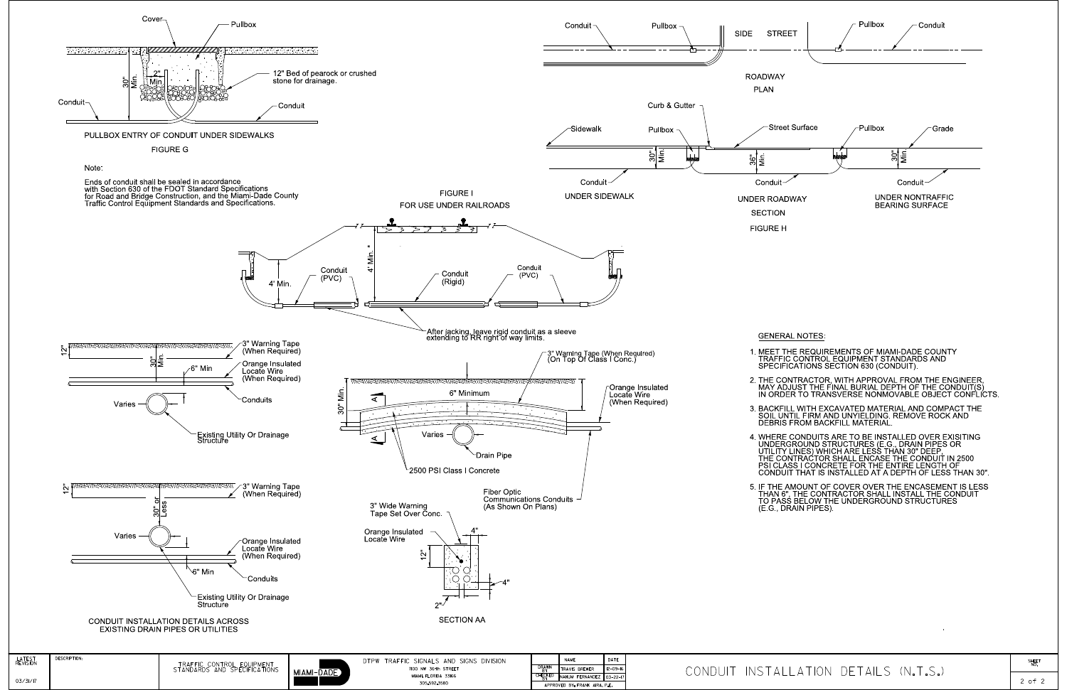PULLBOX ENTRY OF CONDUIT UNDER SIDEWALKS

FIGURE G

Cover
Pullbox
30" Min.
2" Min.
12" Bed of pearock or crushed stone for drainage.
Conduit
Conduit

Note:

Ends of conduit shall be sealed in accordance with Section 630 of the FDOT Standard Specifications for Road and Bridge Construction, and the Miami-Dade County Traffic Control Equipment Standards and Specifications.

FIGURE I

FOR USE UNDER RAILROADS

4' Min.
4' Min. *
Conduit (PVC)
Conduit (Rigid)
Conduit (PVC)
After jacking, leave rigid conduit as a sleeve extending to RR right of way limits.

ROADWAY

PLAN

Conduit
Pullbox
SIDE STREET
Pullbox
Conduit

Curb & Gutter
Sidewalk
Pullbox
Street Surface
Pullbox
Grade
30" Min.
36" Min.
30" Min.
Conduit
Conduit
Conduit

UNDER SIDEWALK

UNDER ROADWAY

UNDER NONTRAFFIC BEARING SURFACE

SECTION

FIGURE H

12"
30" Min.
6" Min
3" Warning Tape (When Required)
Orange Insulated Locate Wire (When Required)
Conduits
Varies
Existing Utility Or Drainage Structure

12"
30" or Less
3" Warning Tape (When Required)
Varies
Orange Insulated Locate Wire (When Required)
6" Min
Conduits
Existing Utility Or Drainage Structure

CONDUIT INSTALLATION DETAILS ACROSS EXISTING DRAIN PIPES OR UTILITIES

30" Min.
6" Minimum
A
A
3" Warning Tape (When Required) (On Top Of Class I Conc.)
Orange Insulated Locate Wire (When Required)
Varies
Drain Pipe
2500 PSI Class I Concrete

Fiber Optic Communications Conduits (As Shown On Plans)
3" Wide Warning Tape Set Over Conc.
Orange Insulated Locate Wire
4"
12"
4"
2"

SECTION AA

GENERAL NOTES:

1. MEET THE REQUIREMENTS OF MIAMI-DADE COUNTY TRAFFIC CONTROL EQUIPMENT STANDARDS AND SPECIFICATIONS SECTION 630 (CONDUIT).
2. THE CONTRACTOR, WITH APPROVAL FROM THE ENGINEER, MAY ADJUST THE FINAL BURIAL DEPTH OF THE CONDUIT(S) IN ORDER TO TRANSVERSE NONMOVABLE OBJECT CONFLICTS.
3. BACKFILL WITH EXCAVATED MATERIAL AND COMPACT THE SOIL UNTIL FIRM AND UNYIELDING. REMOVE ROCK AND DEBRIS FROM BACKFILL MATERIAL.
4. WHERE CONDUITS ARE TO BE INSTALLED OVER EXISITING UNDERGROUND STRUCTURES (E.G., DRAIN PIPES OR UTILITY LINES) WHICH ARE LESS THAN 30" DEEP, THE CONTRACTOR SHALL ENCASE THE CONDUIT IN 2500 PSI CLASS I CONCRETE FOR THE ENTIRE LENGTH OF CONDUIT THAT IS INSTALLED AT A DEPTH OF LESS THAN 30".
5. IF THE AMOUNT OF COVER OVER THE ENCASEMENT IS LESS THAN 6", THE CONTRACTOR SHALL INSTALL THE CONDUIT TO PASS BELOW THE UNDERGROUND STRUCTURES (E.G., DRAIN PIPES).

| LATEST REVISION | DESCRIPTION: | | | | | | |
|---|---|---|---|---|---|---|---|
| 03/31/17 | | TRAFFIC CONTROL EQUIPMENT STANDARDS AND SPECIFICATIONS | MIAMI-DADE | DTPW TRAFFIC SIGNALS AND SIGNS DIVISION 7100 NW 36th STREET MIAMI, FLORIDA 33166 305.592.3580 | DRAWN BY: TRAVIS GRENER, 12-09-16; CHECKED BY: NAHUM FERNANDEZ, 03-22-17; APPROVED BY: FRANK AIRA, P.E. | CONDUIT INSTALLATION DETAILS (N.T.S.) | SHEET NO. 2 of 2 |